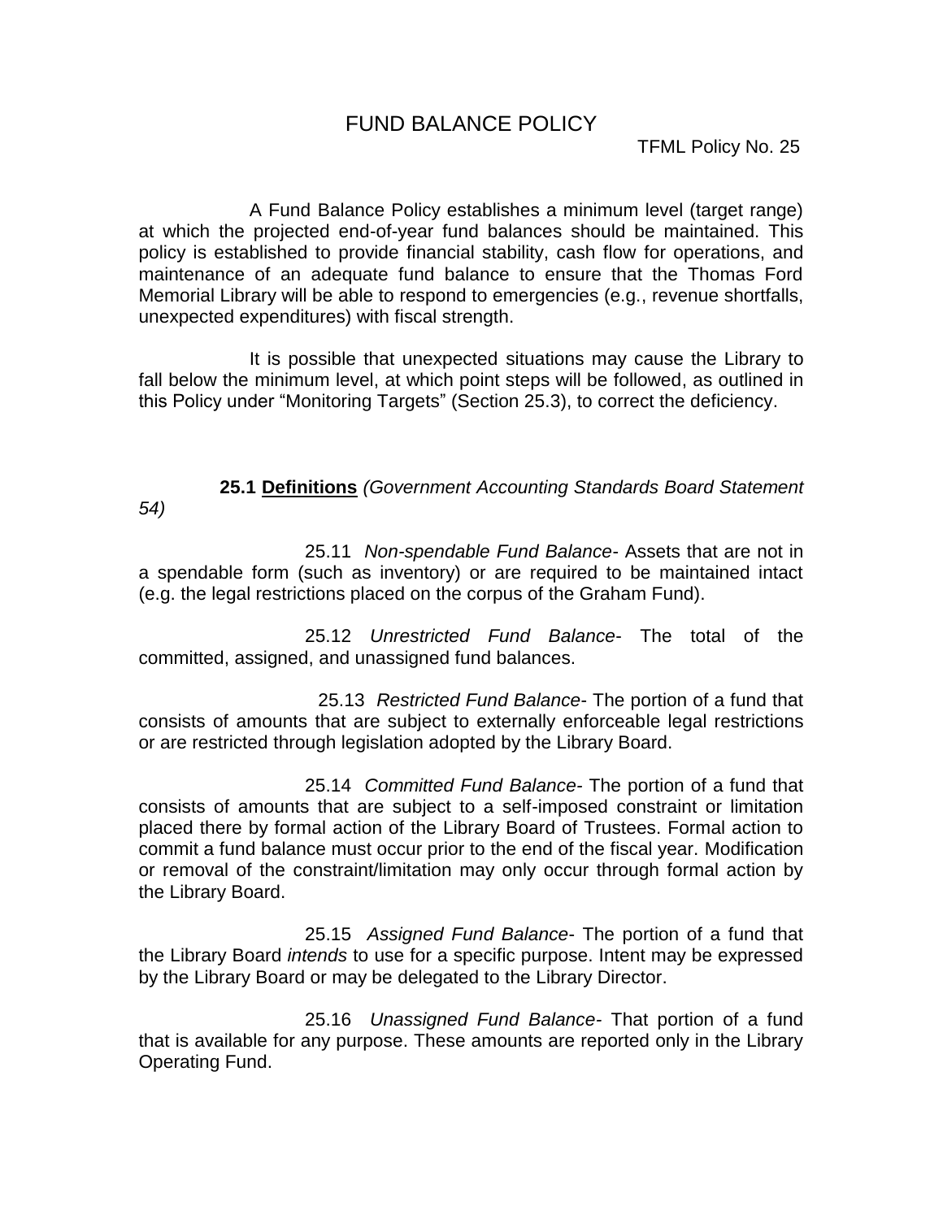# FUND BALANCE POLICY

TFML Policy No. 25

A Fund Balance Policy establishes a minimum level (target range) at which the projected end-of-year fund balances should be maintained. This policy is established to provide financial stability, cash flow for operations, and maintenance of an adequate fund balance to ensure that the Thomas Ford Memorial Library will be able to respond to emergencies (e.g., revenue shortfalls, unexpected expenditures) with fiscal strength.

It is possible that unexpected situations may cause the Library to fall below the minimum level, at which point steps will be followed, as outlined in this Policy under "Monitoring Targets" (Section 25.3), to correct the deficiency.

## 25.1 Definitions *(Government Accounting Standards Board Statement 54)*

25.11 *Non-spendable Fund Balance*- Assets that are not in a spendable form (such as inventory) or are required to be maintained intact (e.g. the legal restrictions placed on the corpus of the Graham Fund).

25.12 *Unrestricted Fund Balance*- The total of the committed, assigned, and unassigned fund balances.

25.13 *Restricted Fund Balance*- The portion of a fund that consists of amounts that are subject to externally enforceable legal restrictions or are restricted through legislation adopted by the Library Board.

25.14 *Committed Fund Balance*- The portion of a fund that consists of amounts that are subject to a self-imposed constraint or limitation placed there by formal action of the Library Board of Trustees. Formal action to commit a fund balance must occur prior to the end of the fiscal year. Modification or removal of the constraint/limitation may only occur through formal action by the Library Board.

25.15 *Assigned Fund Balance*- The portion of a fund that the Library Board *intends* to use for a specific purpose. Intent may be expressed by the Library Board or may be delegated to the Library Director.

25.16 *Unassigned Fund Balance*- That portion of a fund that is available for any purpose. These amounts are reported only in the Library Operating Fund.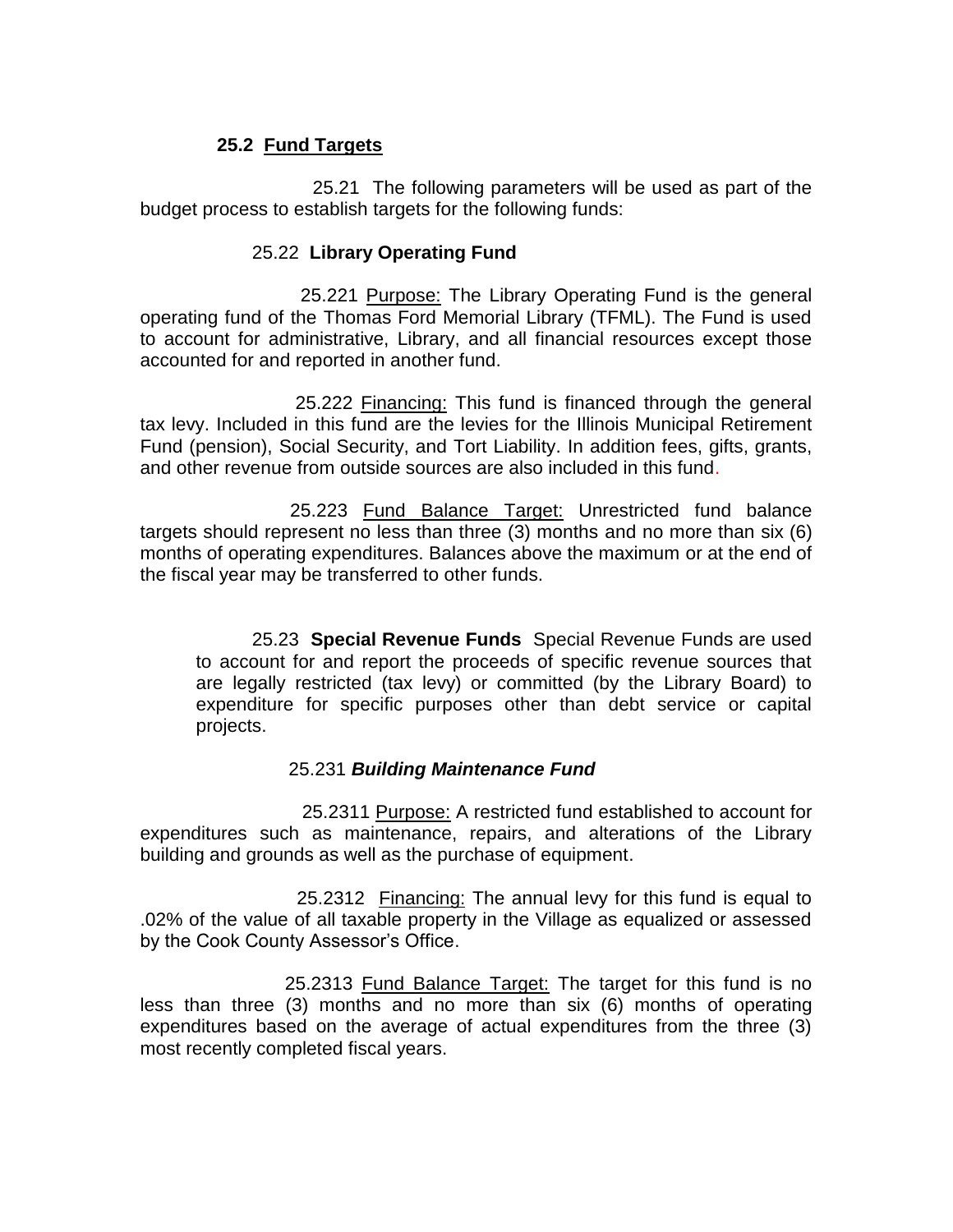## 25.2 Fund Targets

25.21 The following parameters will be used as part of the budget process to establish targets for the following funds:

### 25.22 **Library Operating Fund**

25.221 Purpose: The Library Operating Fund is the general operating fund of the Thomas Ford Memorial Library (TFML). The Fund is used to account for administrative, Library, and all financial resources except those accounted for and reported in another fund.

25.222 Financing: This fund is financed through the general tax levy. Included in this fund are the levies for the Illinois Municipal Retirement Fund (pension), Social Security, and Tort Liability. In addition fees, gifts, grants, and other revenue from outside sources are also included in this fund.

25.223 Fund Balance Target: Unrestricted fund balance targets should represent no less than three (3) months and no more than six (6) months of operating expenditures. Balances above the maximum or at the end of the fiscal year may be transferred to other funds.

25.23 **Special Revenue Funds** Special Revenue Funds are used to account for and report the proceeds of specific revenue sources that are legally restricted (tax levy) or committed (by the Library Board) to expenditure for specific purposes other than debt service or capital projects.

#### 25.231 ***Building Maintenance Fund***

25.2311 Purpose: A restricted fund established to account for expenditures such as maintenance, repairs, and alterations of the Library building and grounds as well as the purchase of equipment.

25.2312 Financing: The annual levy for this fund is equal to .02% of the value of all taxable property in the Village as equalized or assessed by the Cook County Assessor's Office.

25.2313 Fund Balance Target: The target for this fund is no less than three (3) months and no more than six (6) months of operating expenditures based on the average of actual expenditures from the three (3) most recently completed fiscal years.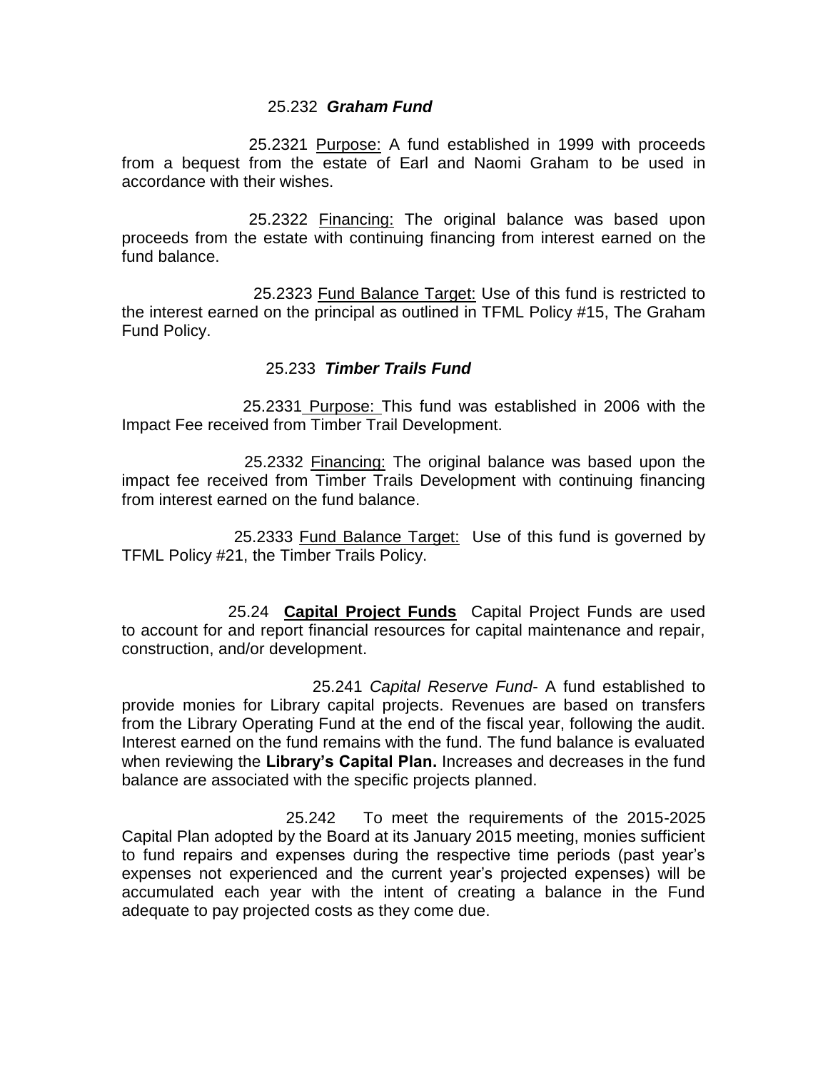25.232 ***Graham Fund***

25.2321 <u>Purpose:</u> A fund established in 1999 with proceeds from a bequest from the estate of Earl and Naomi Graham to be used in accordance with their wishes.

25.2322 <u>Financing:</u> The original balance was based upon proceeds from the estate with continuing financing from interest earned on the fund balance.

25.2323 <u>Fund Balance Target:</u> Use of this fund is restricted to the interest earned on the principal as outlined in TFML Policy #15, The Graham Fund Policy.

25.233 ***Timber Trails Fund***

25.2331 <u>Purpose:</u> This fund was established in 2006 with the Impact Fee received from Timber Trail Development.

25.2332 <u>Financing:</u> The original balance was based upon the impact fee received from Timber Trails Development with continuing financing from interest earned on the fund balance.

25.2333 <u>Fund Balance Target:</u> Use of this fund is governed by TFML Policy #21, the Timber Trails Policy.

25.24 **<u>Capital Project Funds</u>** Capital Project Funds are used to account for and report financial resources for capital maintenance and repair, construction, and/or development.

25.241 *Capital Reserve Fund*- A fund established to provide monies for Library capital projects. Revenues are based on transfers from the Library Operating Fund at the end of the fiscal year, following the audit. Interest earned on the fund remains with the fund. The fund balance is evaluated when reviewing the **Library's Capital Plan.** Increases and decreases in the fund balance are associated with the specific projects planned.

25.242 To meet the requirements of the 2015-2025 Capital Plan adopted by the Board at its January 2015 meeting, monies sufficient to fund repairs and expenses during the respective time periods (past year's expenses not experienced and the current year's projected expenses) will be accumulated each year with the intent of creating a balance in the Fund adequate to pay projected costs as they come due.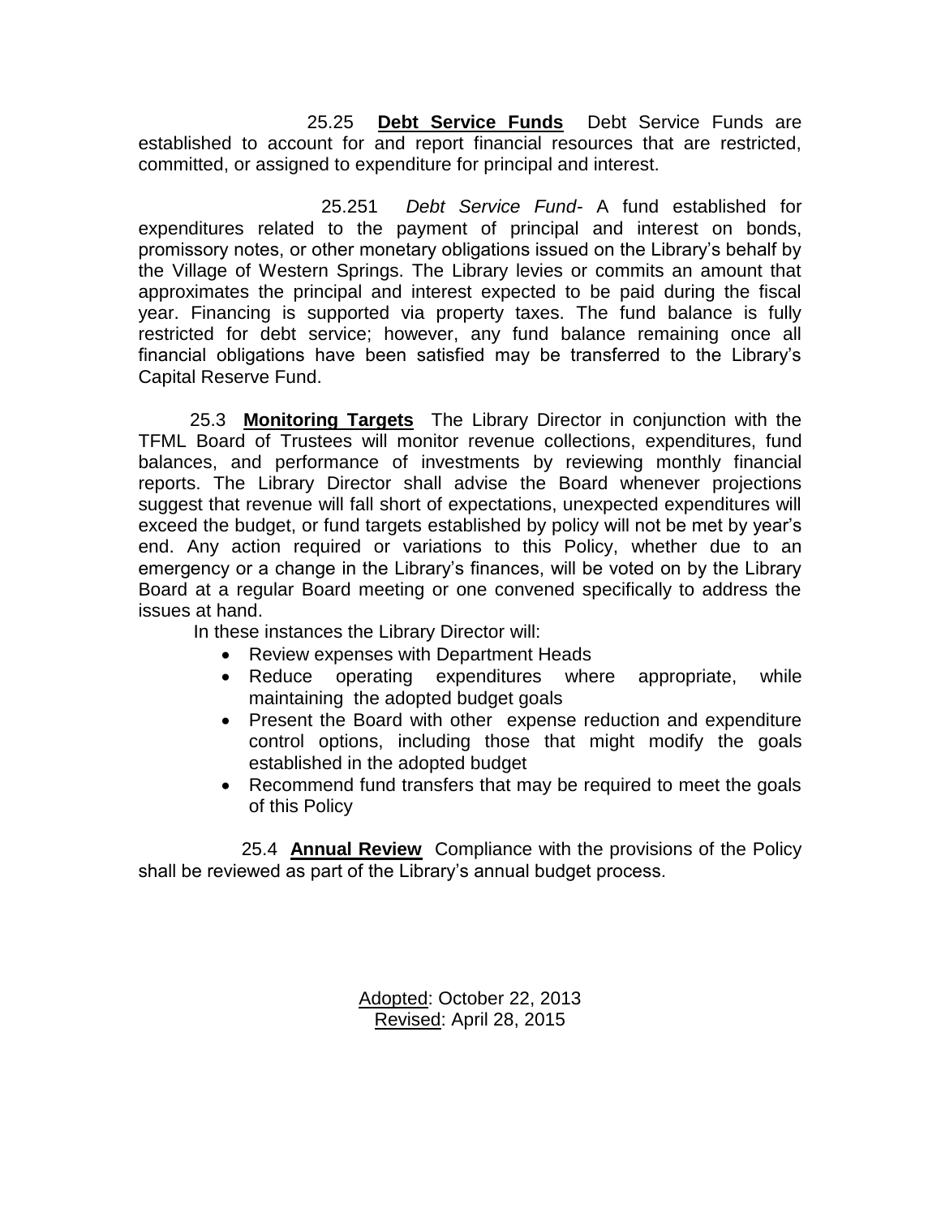25.25 **Debt Service Funds** Debt Service Funds are established to account for and report financial resources that are restricted, committed, or assigned to expenditure for principal and interest.

25.251 *Debt Service Fund-* A fund established for expenditures related to the payment of principal and interest on bonds, promissory notes, or other monetary obligations issued on the Library's behalf by the Village of Western Springs. The Library levies or commits an amount that approximates the principal and interest expected to be paid during the fiscal year. Financing is supported via property taxes. The fund balance is fully restricted for debt service; however, any fund balance remaining once all financial obligations have been satisfied may be transferred to the Library's Capital Reserve Fund.

25.3 **Monitoring Targets** The Library Director in conjunction with the TFML Board of Trustees will monitor revenue collections, expenditures, fund balances, and performance of investments by reviewing monthly financial reports. The Library Director shall advise the Board whenever projections suggest that revenue will fall short of expectations, unexpected expenditures will exceed the budget, or fund targets established by policy will not be met by year's end. Any action required or variations to this Policy, whether due to an emergency or a change in the Library's finances, will be voted on by the Library Board at a regular Board meeting or one convened specifically to address the issues at hand.

In these instances the Library Director will:

- Review expenses with Department Heads
- Reduce operating expenditures where appropriate, while maintaining the adopted budget goals
- Present the Board with other expense reduction and expenditure control options, including those that might modify the goals established in the adopted budget
- Recommend fund transfers that may be required to meet the goals of this Policy

25.4 **Annual Review** Compliance with the provisions of the Policy shall be reviewed as part of the Library's annual budget process.

Adopted: October 22, 2013
Revised: April 28, 2015